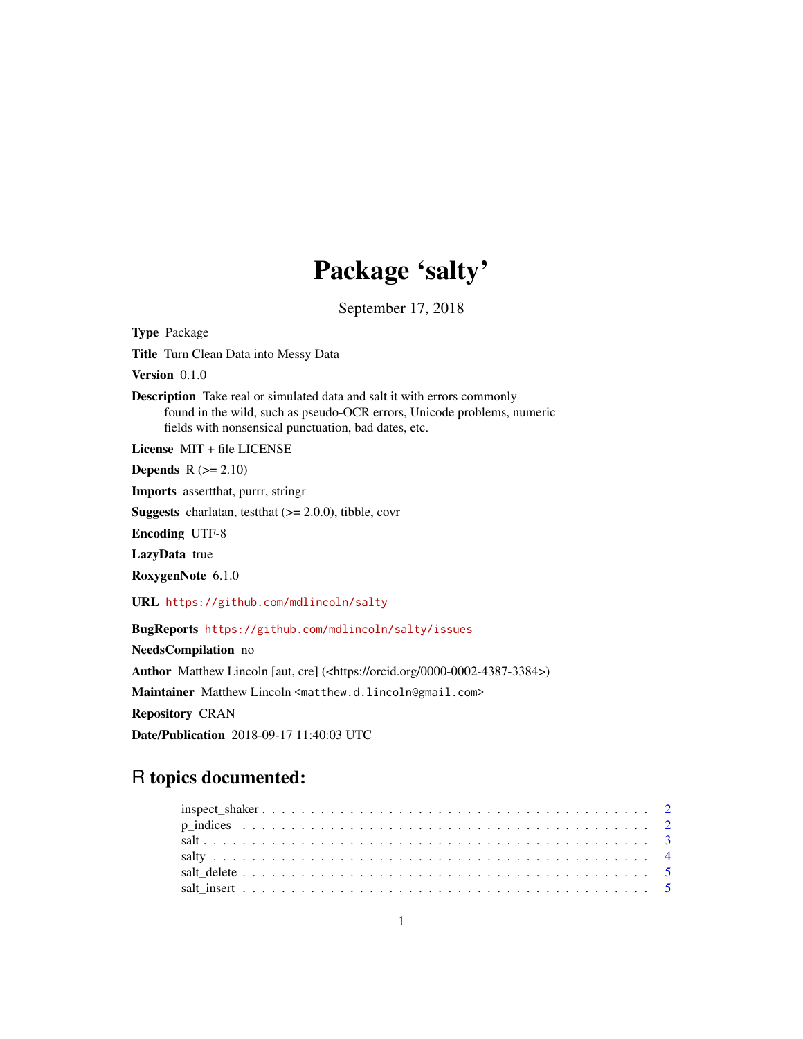# Package 'salty'

September 17, 2018

**Type** Package

**Title** Turn Clean Data into Messy Data

**Version** 0.1.0

**Description** Take real or simulated data and salt it with errors commonly found in the wild, such as pseudo-OCR errors, Unicode problems, numeric fields with nonsensical punctuation, bad dates, etc.

**License** MIT + file LICENSE

**Depends** R (>= 2.10)

**Imports** assertthat, purrr, stringr

**Suggests** charlatan, testthat (>= 2.0.0), tibble, covr

**Encoding** UTF-8

**LazyData** true

**RoxygenNote** 6.1.0

**URL** https://github.com/mdlincoln/salty

**BugReports** https://github.com/mdlincoln/salty/issues

**NeedsCompilation** no

**Author** Matthew Lincoln [aut, cre] (<https://orcid.org/0000-0002-4387-3384>)

**Maintainer** Matthew Lincoln <matthew.d.lincoln@gmail.com>

**Repository** CRAN

**Date/Publication** 2018-09-17 11:40:03 UTC

## R topics documented:

- inspect_shaker . . . . . . . . . . . . . . . . . . . . . . . . . . . . . . . . . . . . . . . . 2
- p_indices . . . . . . . . . . . . . . . . . . . . . . . . . . . . . . . . . . . . . . . . . . . 2
- salt . . . . . . . . . . . . . . . . . . . . . . . . . . . . . . . . . . . . . . . . . . . . . . 3
- salty . . . . . . . . . . . . . . . . . . . . . . . . . . . . . . . . . . . . . . . . . . . . . 4
- salt_delete . . . . . . . . . . . . . . . . . . . . . . . . . . . . . . . . . . . . . . . . . . 5
- salt_insert . . . . . . . . . . . . . . . . . . . . . . . . . . . . . . . . . . . . . . . . . . 5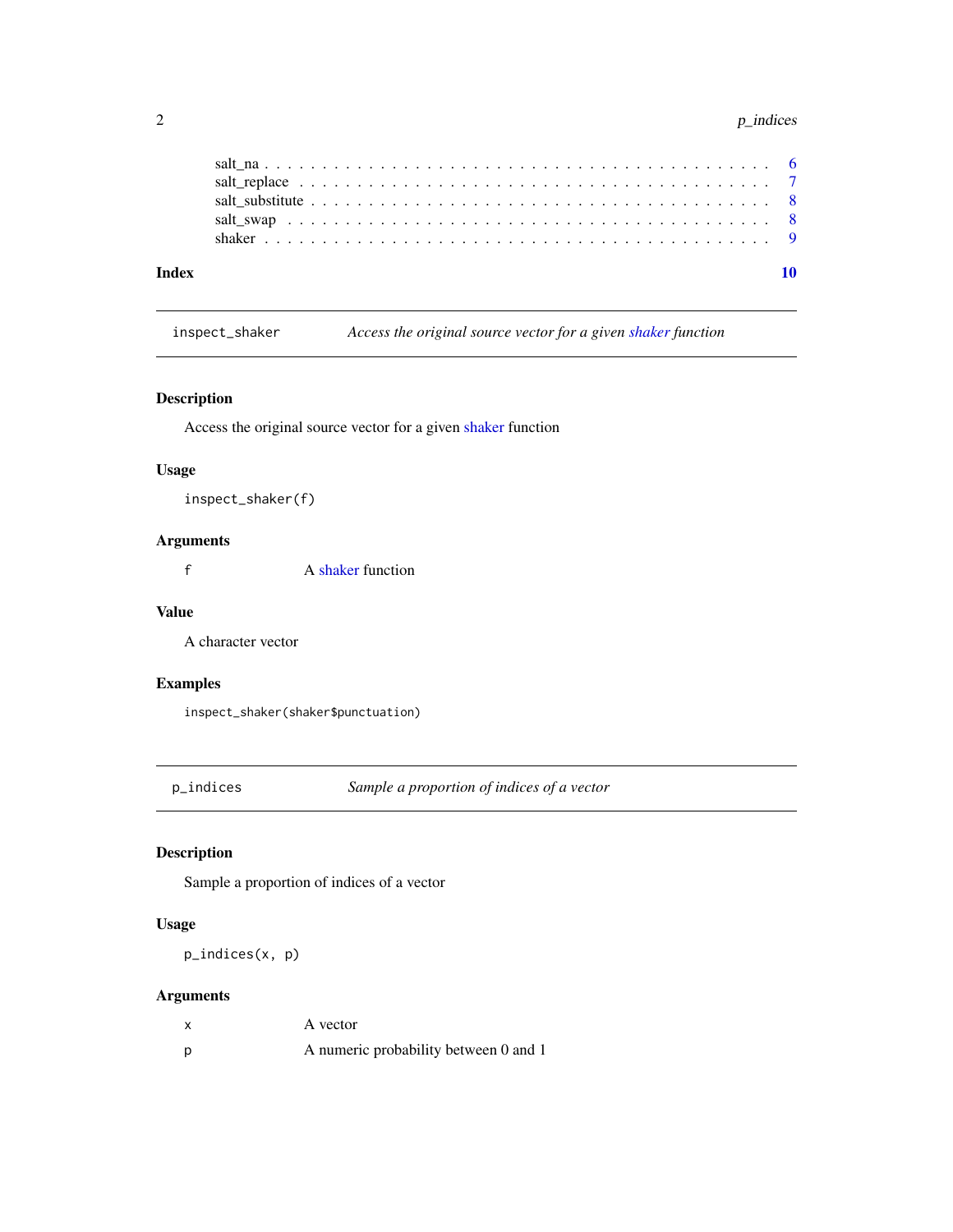salt_na . . . . . . . . . . . . . . . . . . . . . . . . . . . . . . . . . . . . . . . . . 6
salt_replace . . . . . . . . . . . . . . . . . . . . . . . . . . . . . . . . . . . . . . . 7
salt_substitute . . . . . . . . . . . . . . . . . . . . . . . . . . . . . . . . . . . . . 8
salt_swap . . . . . . . . . . . . . . . . . . . . . . . . . . . . . . . . . . . . . . . . 8
shaker . . . . . . . . . . . . . . . . . . . . . . . . . . . . . . . . . . . . . . . . . . 9

**Index** **10**

---

## inspect_shaker — *Access the original source vector for a given shaker function*

### Description

Access the original source vector for a given shaker function

### Usage

```
inspect_shaker(f)
```

### Arguments

| | |
|---|---|
| f | A shaker function |

### Value

A character vector

### Examples

```
inspect_shaker(shaker$punctuation)
```

---

## p_indices — *Sample a proportion of indices of a vector*

### Description

Sample a proportion of indices of a vector

### Usage

```
p_indices(x, p)
```

### Arguments

| | |
|---|---|
| x | A vector |
| p | A numeric probability between 0 and 1 |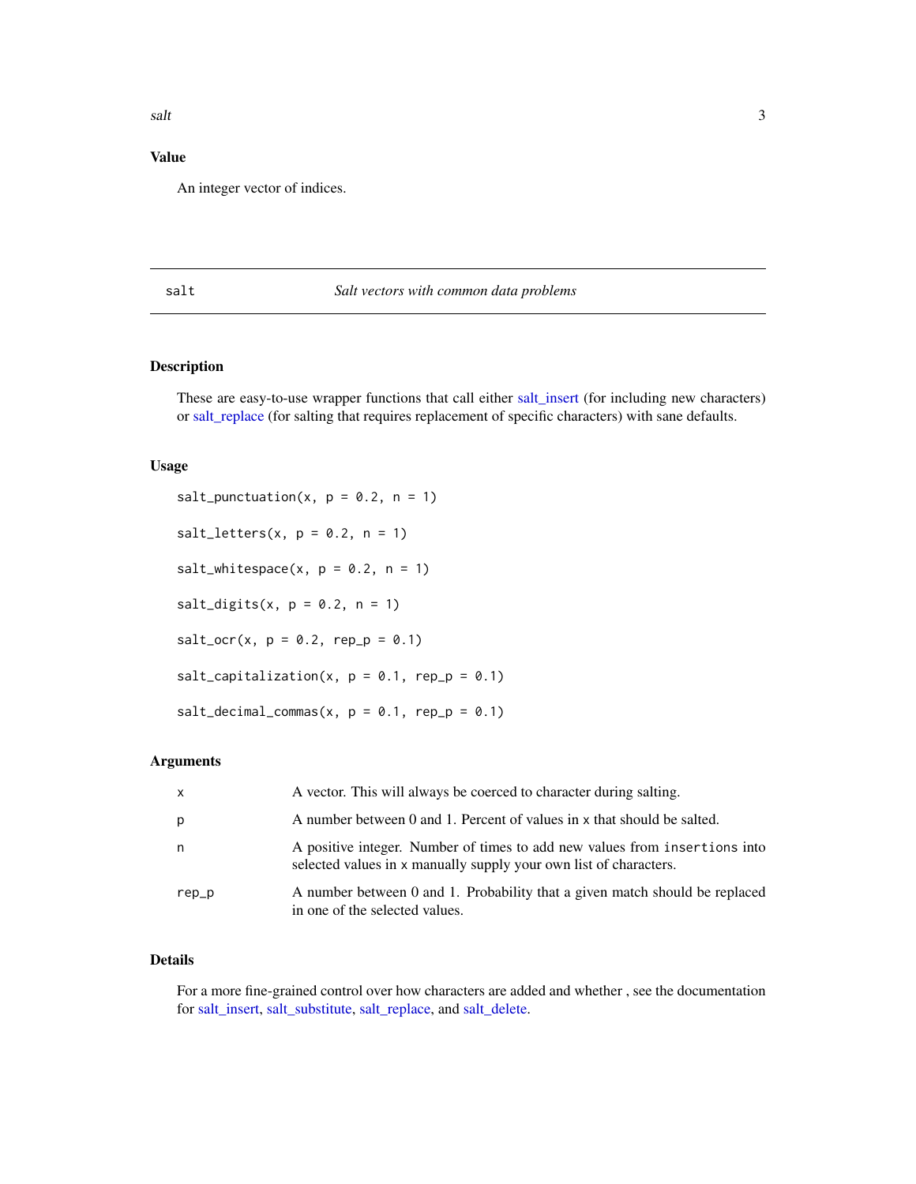## Value

An integer vector of indices.

---

`salt` *Salt vectors with common data problems*

---

### Description

These are easy-to-use wrapper functions that call either salt_insert (for including new characters) or salt_replace (for salting that requires replacement of specific characters) with sane defaults.

### Usage

```
salt_punctuation(x, p = 0.2, n = 1)

salt_letters(x, p = 0.2, n = 1)

salt_whitespace(x, p = 0.2, n = 1)

salt_digits(x, p = 0.2, n = 1)

salt_ocr(x, p = 0.2, rep_p = 0.1)

salt_capitalization(x, p = 0.1, rep_p = 0.1)

salt_decimal_commas(x, p = 0.1, rep_p = 0.1)
```

### Arguments

| | |
|---|---|
| `x` | A vector. This will always be coerced to character during salting. |
| `p` | A number between 0 and 1. Percent of values in `x` that should be salted. |
| `n` | A positive integer. Number of times to add new values from `insertions` into selected values in `x` manually supply your own list of characters. |
| `rep_p` | A number between 0 and 1. Probability that a given match should be replaced in one of the selected values. |

### Details

For a more fine-grained control over how characters are added and whether , see the documentation for salt_insert, salt_substitute, salt_replace, and salt_delete.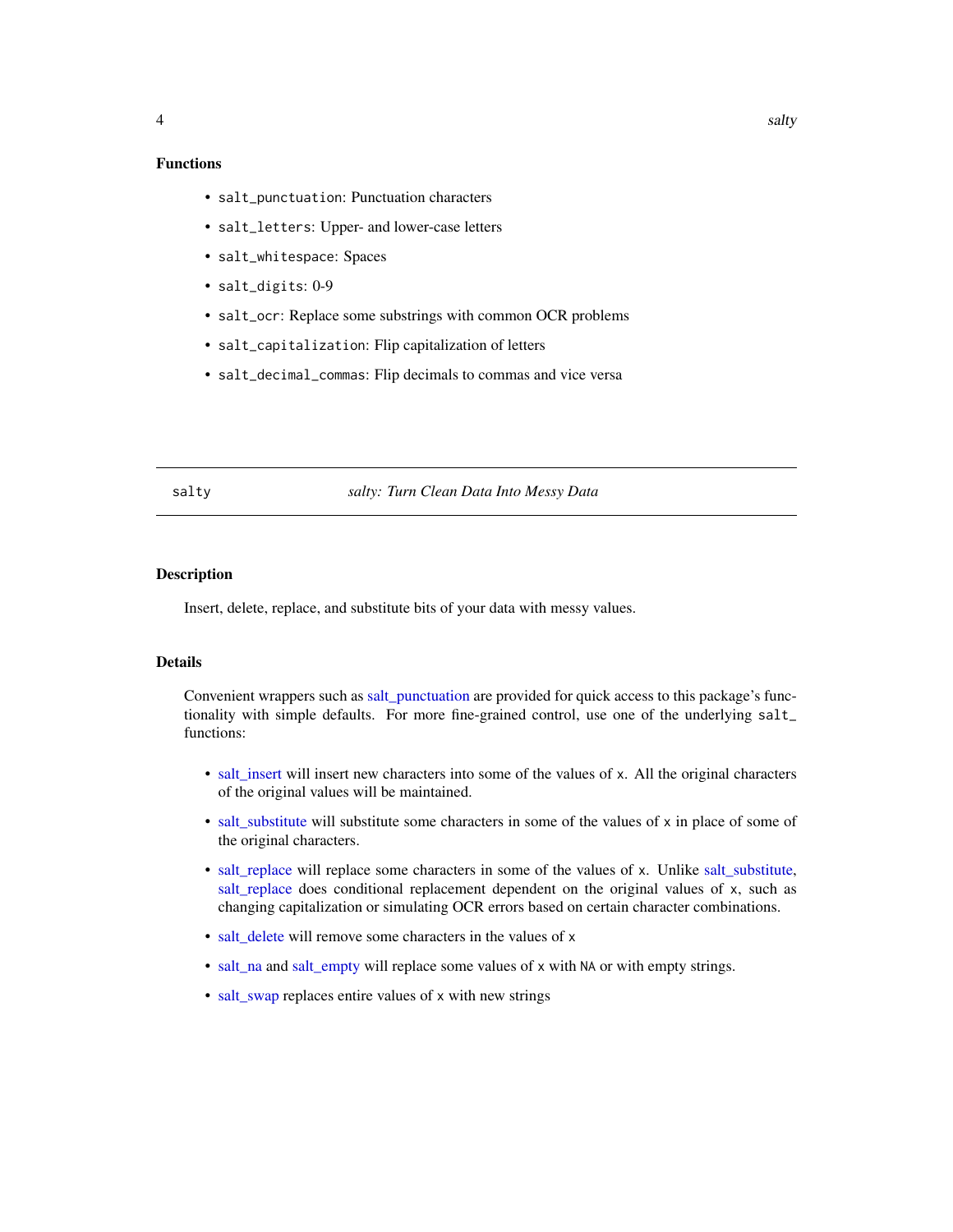### Functions

- `salt_punctuation`: Punctuation characters
- `salt_letters`: Upper- and lower-case letters
- `salt_whitespace`: Spaces
- `salt_digits`: 0-9
- `salt_ocr`: Replace some substrings with common OCR problems
- `salt_capitalization`: Flip capitalization of letters
- `salt_decimal_commas`: Flip decimals to commas and vice versa

---

## salty — *salty: Turn Clean Data Into Messy Data*

---

### Description

Insert, delete, replace, and substitute bits of your data with messy values.

### Details

Convenient wrappers such as salt_punctuation are provided for quick access to this package's functionality with simple defaults. For more fine-grained control, use one of the underlying `salt_` functions:

- salt_insert will insert new characters into some of the values of `x`. All the original characters of the original values will be maintained.
- salt_substitute will substitute some characters in some of the values of `x` in place of some of the original characters.
- salt_replace will replace some characters in some of the values of `x`. Unlike salt_substitute, salt_replace does conditional replacement dependent on the original values of `x`, such as changing capitalization or simulating OCR errors based on certain character combinations.
- salt_delete will remove some characters in the values of `x`
- salt_na and salt_empty will replace some values of `x` with `NA` or with empty strings.
- salt_swap replaces entire values of `x` with new strings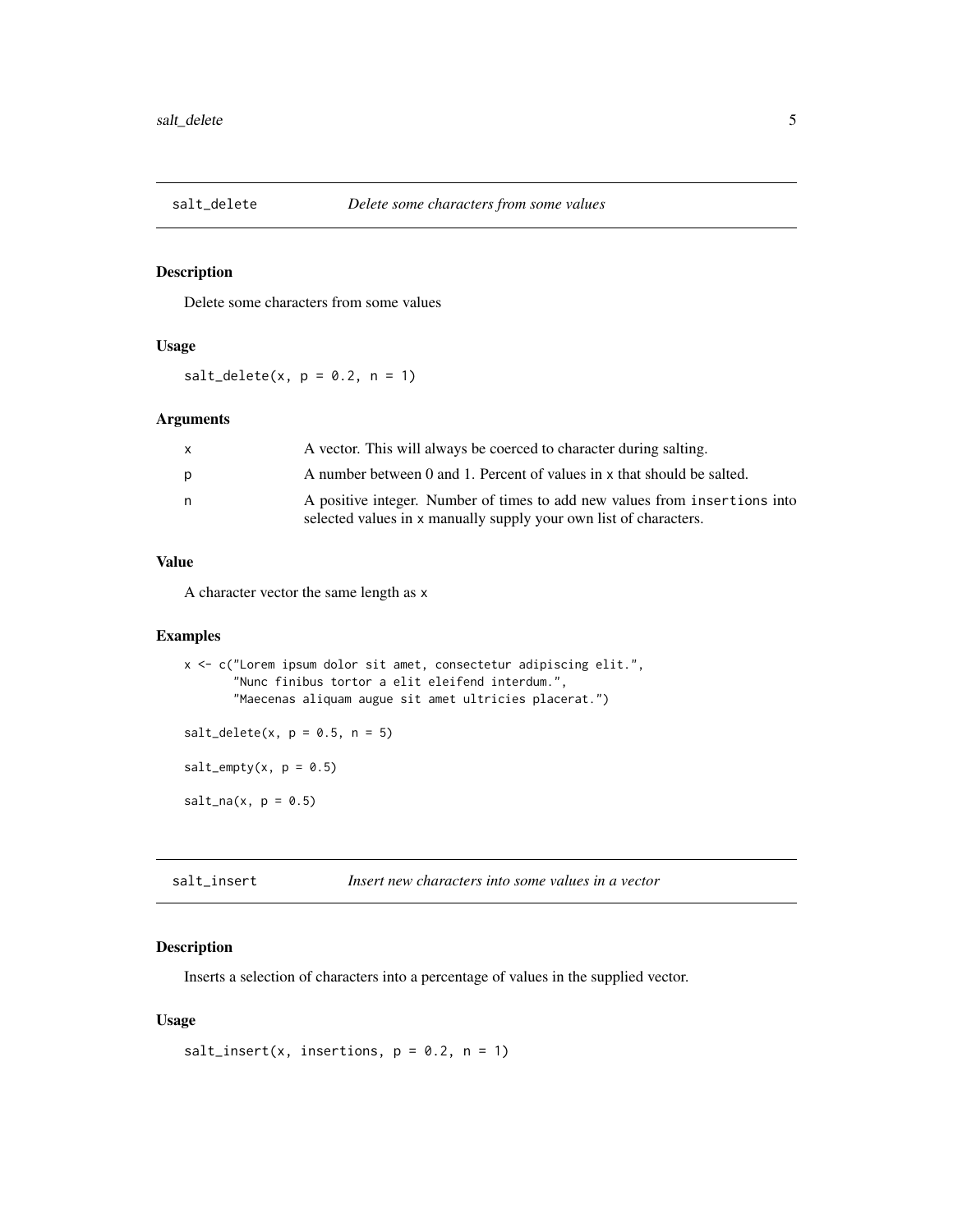## salt_delete *Delete some characters from some values*

### Description

Delete some characters from some values

### Usage

```
salt_delete(x, p = 0.2, n = 1)
```

### Arguments

| | |
|---|---|
| x | A vector. This will always be coerced to character during salting. |
| p | A number between 0 and 1. Percent of values in x that should be salted. |
| n | A positive integer. Number of times to add new values from insertions into selected values in x manually supply your own list of characters. |

### Value

A character vector the same length as x

### Examples

```
x <- c("Lorem ipsum dolor sit amet, consectetur adipiscing elit.",
       "Nunc finibus tortor a elit eleifend interdum.",
       "Maecenas aliquam augue sit amet ultricies placerat.")

salt_delete(x, p = 0.5, n = 5)

salt_empty(x, p = 0.5)

salt_na(x, p = 0.5)
```

## salt_insert *Insert new characters into some values in a vector*

### Description

Inserts a selection of characters into a percentage of values in the supplied vector.

### Usage

```
salt_insert(x, insertions, p = 0.2, n = 1)
```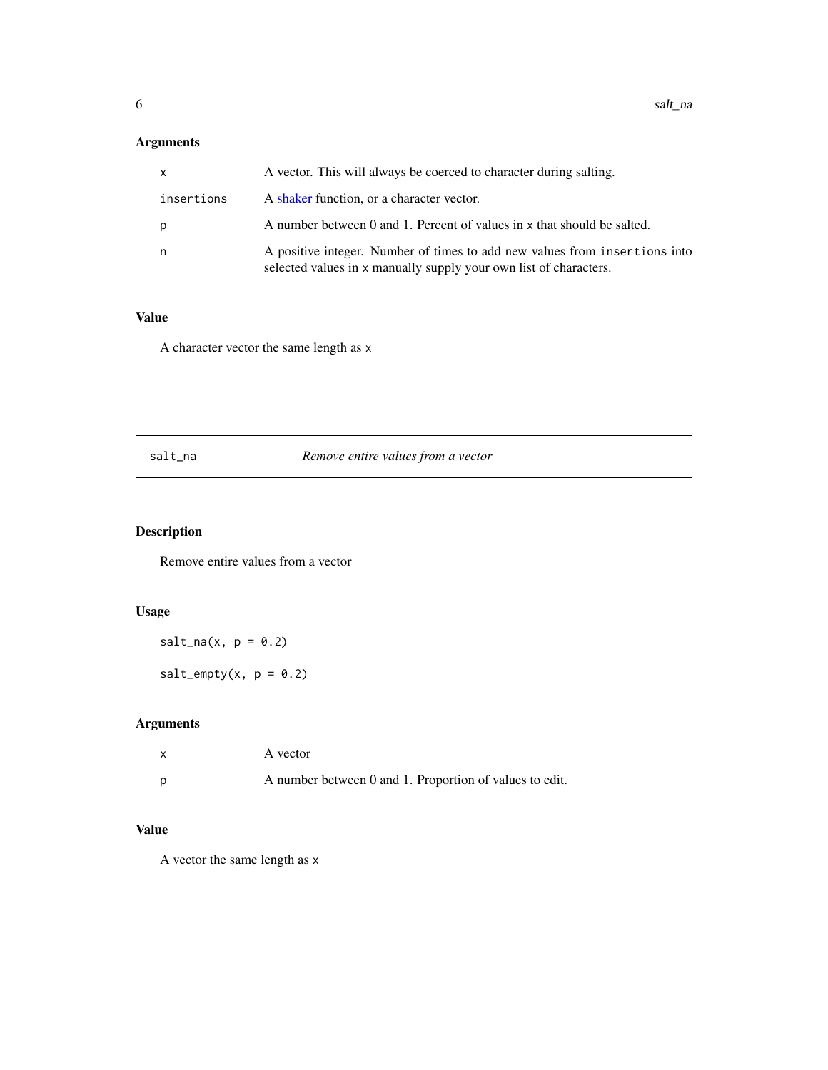### Arguments

| | |
|---|---|
| `x` | A vector. This will always be coerced to character during salting. |
| `insertions` | A shaker function, or a character vector. |
| `p` | A number between 0 and 1. Percent of values in `x` that should be salted. |
| `n` | A positive integer. Number of times to add new values from `insertions` into selected values in `x` manually supply your own list of characters. |

### Value

A character vector the same length as `x`

---

## salt_na — *Remove entire values from a vector*

### Description

Remove entire values from a vector

### Usage

```
salt_na(x, p = 0.2)

salt_empty(x, p = 0.2)
```

### Arguments

| | |
|---|---|
| `x` | A vector |
| `p` | A number between 0 and 1. Proportion of values to edit. |

### Value

A vector the same length as `x`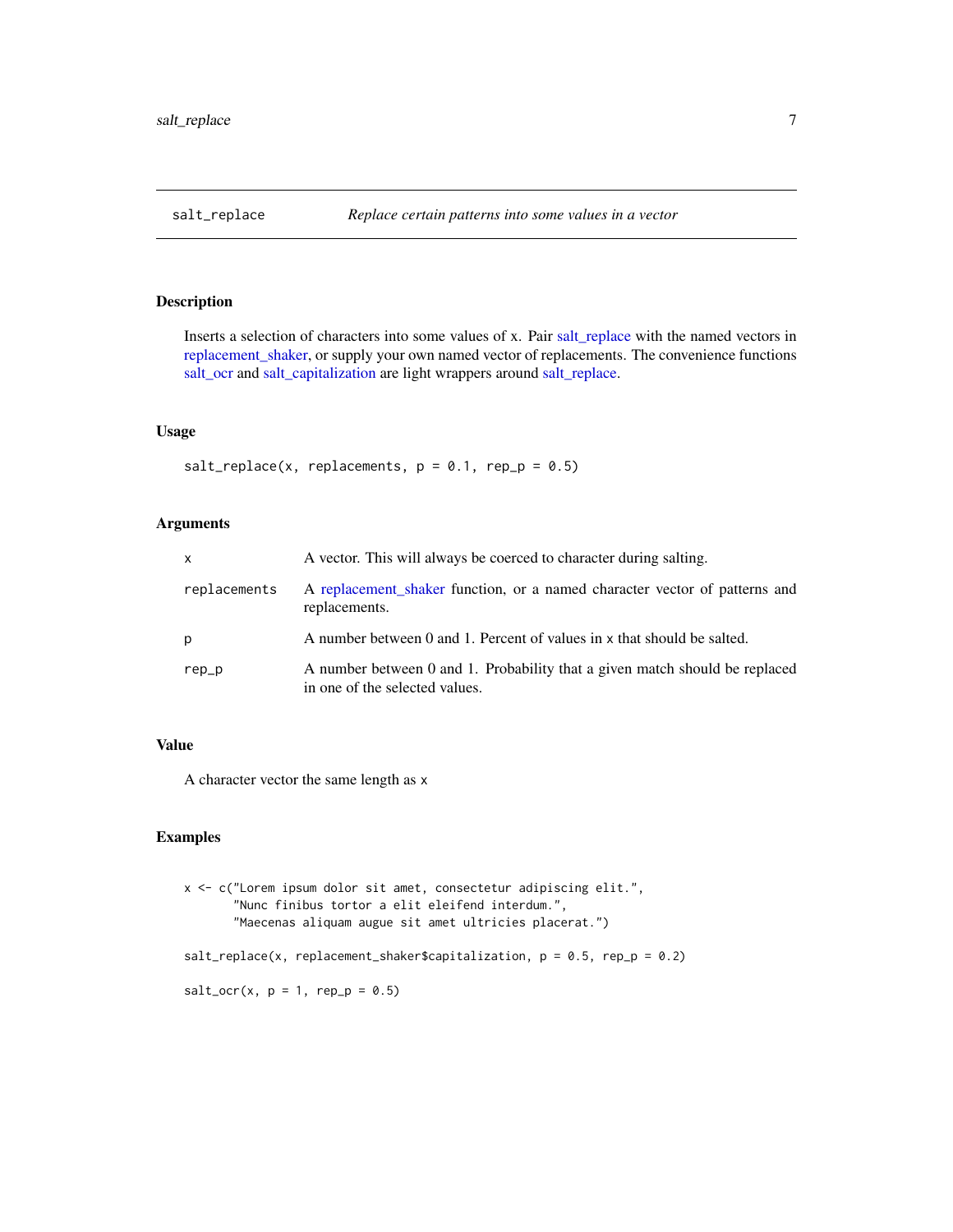## salt_replace — *Replace certain patterns into some values in a vector*

### Description

Inserts a selection of characters into some values of x. Pair salt_replace with the named vectors in replacement_shaker, or supply your own named vector of replacements. The convenience functions salt_ocr and salt_capitalization are light wrappers around salt_replace.

### Usage

```
salt_replace(x, replacements, p = 0.1, rep_p = 0.5)
```

### Arguments

| | |
|---|---|
| `x` | A vector. This will always be coerced to character during salting. |
| `replacements` | A replacement_shaker function, or a named character vector of patterns and replacements. |
| `p` | A number between 0 and 1. Percent of values in x that should be salted. |
| `rep_p` | A number between 0 and 1. Probability that a given match should be replaced in one of the selected values. |

### Value

A character vector the same length as x

### Examples

```
x <- c("Lorem ipsum dolor sit amet, consectetur adipiscing elit.",
       "Nunc finibus tortor a elit eleifend interdum.",
       "Maecenas aliquam augue sit amet ultricies placerat.")

salt_replace(x, replacement_shaker$capitalization, p = 0.5, rep_p = 0.2)

salt_ocr(x, p = 1, rep_p = 0.5)
```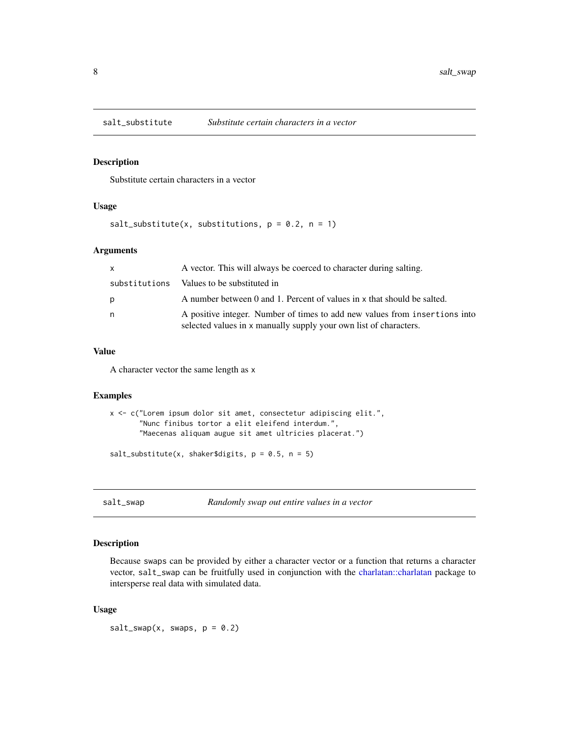## salt_substitute — *Substitute certain characters in a vector*

### Description

Substitute certain characters in a vector

### Usage

```
salt_substitute(x, substitutions, p = 0.2, n = 1)
```

### Arguments

| | |
|---|---|
| x | A vector. This will always be coerced to character during salting. |
| substitutions | Values to be substituted in |
| p | A number between 0 and 1. Percent of values in x that should be salted. |
| n | A positive integer. Number of times to add new values from insertions into selected values in x manually supply your own list of characters. |

### Value

A character vector the same length as x

### Examples

```
x <- c("Lorem ipsum dolor sit amet, consectetur adipiscing elit.",
       "Nunc finibus tortor a elit eleifend interdum.",
       "Maecenas aliquam augue sit amet ultricies placerat.")

salt_substitute(x, shaker$digits, p = 0.5, n = 5)
```

## salt_swap — *Randomly swap out entire values in a vector*

### Description

Because swaps can be provided by either a character vector or a function that returns a character vector, salt_swap can be fruitfully used in conjunction with the charlatan::charlatan package to intersperse real data with simulated data.

### Usage

```
salt_swap(x, swaps, p = 0.2)
```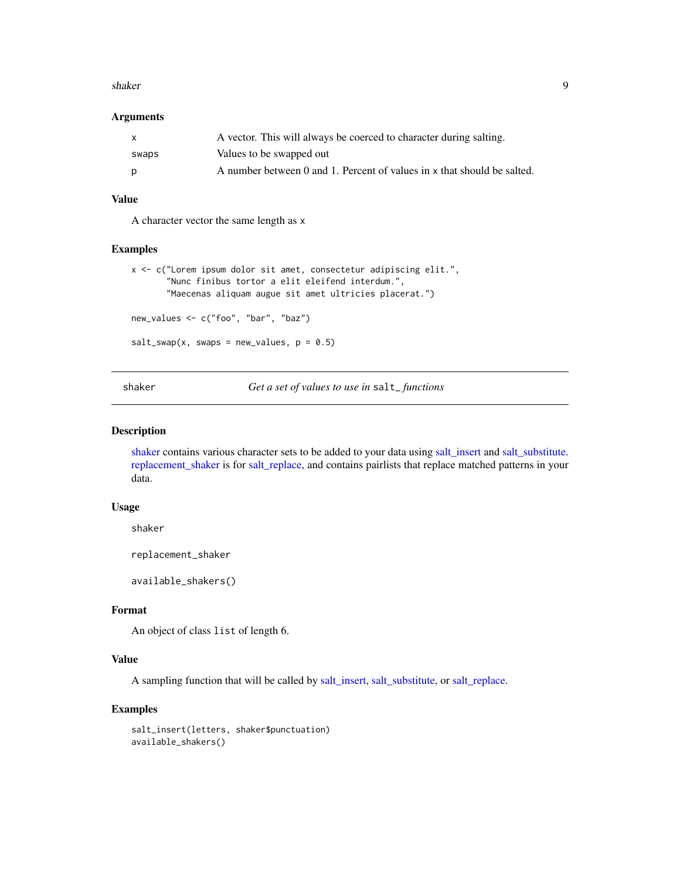### Arguments

| | |
|---|---|
| x | A vector. This will always be coerced to character during salting. |
| swaps | Values to be swapped out |
| p | A number between 0 and 1. Percent of values in x that should be salted. |

### Value

A character vector the same length as x

### Examples

```
x <- c("Lorem ipsum dolor sit amet, consectetur adipiscing elit.",
       "Nunc finibus tortor a elit eleifend interdum.",
       "Maecenas aliquam augue sit amet ultricies placerat.")

new_values <- c("foo", "bar", "baz")

salt_swap(x, swaps = new_values, p = 0.5)
```

---

## shaker — *Get a set of values to use in* `salt_` *functions*

### Description

shaker contains various character sets to be added to your data using salt_insert and salt_substitute. replacement_shaker is for salt_replace, and contains pairlists that replace matched patterns in your data.

### Usage

```
shaker

replacement_shaker

available_shakers()
```

### Format

An object of class `list` of length 6.

### Value

A sampling function that will be called by salt_insert, salt_substitute, or salt_replace.

### Examples

```
salt_insert(letters, shaker$punctuation)
available_shakers()
```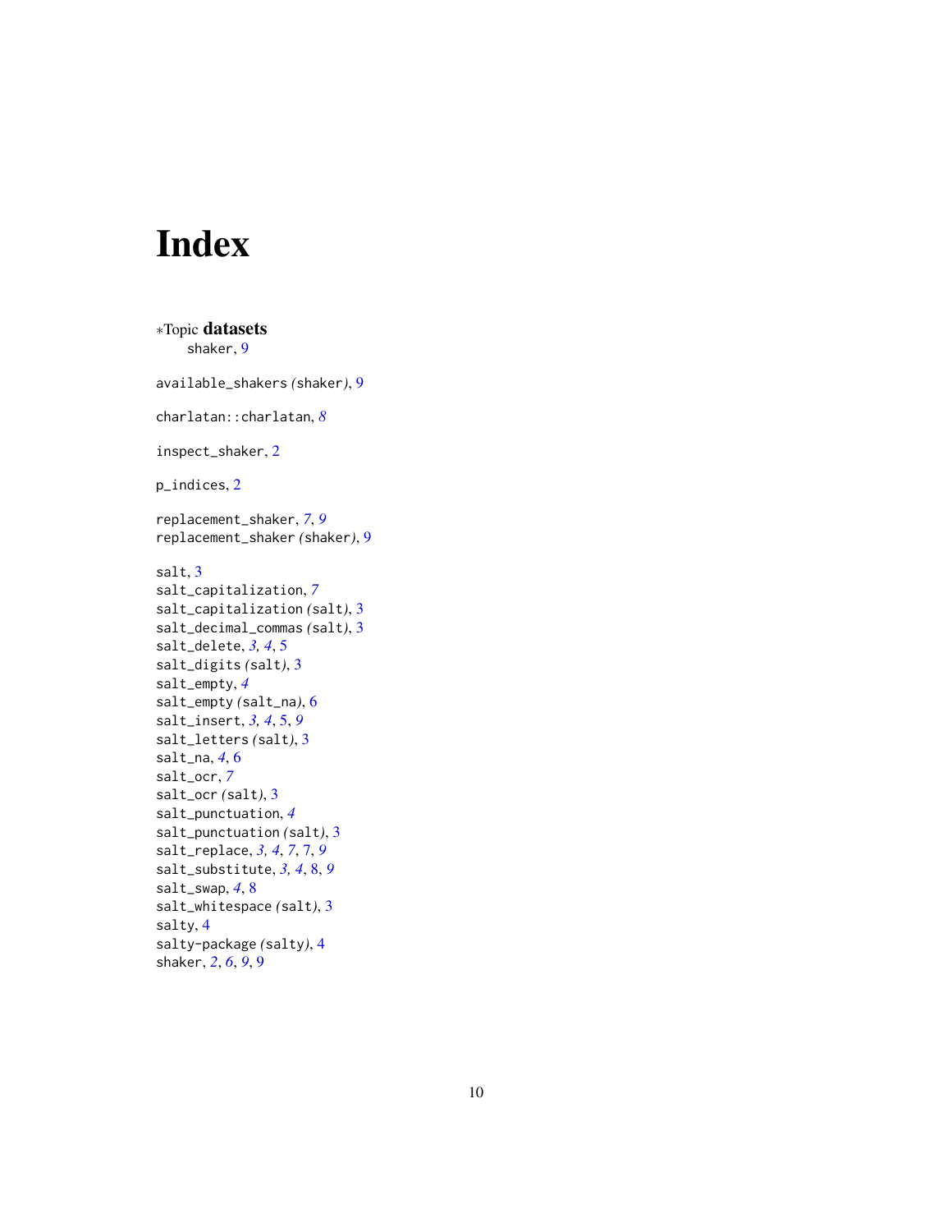# Index

∗Topic **datasets**
    shaker, 9

available_shakers *(*shaker*)*, 9

charlatan::charlatan, *8*

inspect_shaker, 2

p_indices, 2

replacement_shaker, *7*, *9*
replacement_shaker *(*shaker*)*, 9

salt, 3
salt_capitalization, *7*
salt_capitalization *(*salt*)*, 3
salt_decimal_commas *(*salt*)*, 3
salt_delete, *3, 4*, 5
salt_digits *(*salt*)*, 3
salt_empty, *4*
salt_empty *(*salt_na*)*, 6
salt_insert, *3, 4*, 5, *9*
salt_letters *(*salt*)*, 3
salt_na, *4*, 6
salt_ocr, *7*
salt_ocr *(*salt*)*, 3
salt_punctuation, *4*
salt_punctuation *(*salt*)*, 3
salt_replace, *3, 4*, *7*, 7, *9*
salt_substitute, *3, 4*, 8, *9*
salt_swap, *4*, 8
salt_whitespace *(*salt*)*, 3
salty, 4
salty-package *(*salty*)*, 4
shaker, *2*, *6*, *9*, 9